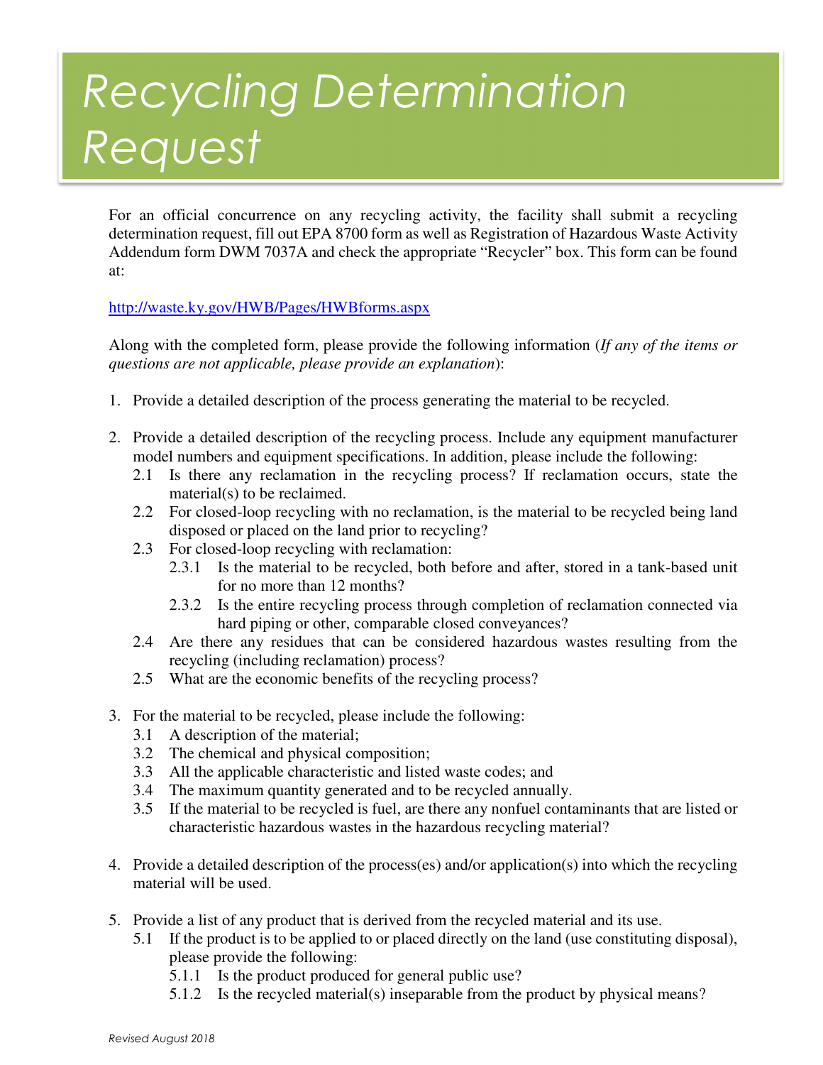# Recycling Determination Request

For an official concurrence on any recycling activity, the facility shall submit a recycling determination request, fill out EPA 8700 form as well as Registration of Hazardous Waste Activity Addendum form DWM 7037A and check the appropriate "Recycler" box. This form can be found at:

http://waste.ky.gov/HWB/Pages/HWBforms.aspx

Along with the completed form, please provide the following information (*If any of the items or questions are not applicable, please provide an explanation*):

1. Provide a detailed description of the process generating the material to be recycled.

2. Provide a detailed description of the recycling process. Include any equipment manufacturer model numbers and equipment specifications. In addition, please include the following:
   - 2.1 Is there any reclamation in the recycling process? If reclamation occurs, state the material(s) to be reclaimed.
   - 2.2 For closed-loop recycling with no reclamation, is the material to be recycled being land disposed or placed on the land prior to recycling?
   - 2.3 For closed-loop recycling with reclamation:
     - 2.3.1 Is the material to be recycled, both before and after, stored in a tank-based unit for no more than 12 months?
     - 2.3.2 Is the entire recycling process through completion of reclamation connected via hard piping or other, comparable closed conveyances?
   - 2.4 Are there any residues that can be considered hazardous wastes resulting from the recycling (including reclamation) process?
   - 2.5 What are the economic benefits of the recycling process?

3. For the material to be recycled, please include the following:
   - 3.1 A description of the material;
   - 3.2 The chemical and physical composition;
   - 3.3 All the applicable characteristic and listed waste codes; and
   - 3.4 The maximum quantity generated and to be recycled annually.
   - 3.5 If the material to be recycled is fuel, are there any nonfuel contaminants that are listed or characteristic hazardous wastes in the hazardous recycling material?

4. Provide a detailed description of the process(es) and/or application(s) into which the recycling material will be used.

5. Provide a list of any product that is derived from the recycled material and its use.
   - 5.1 If the product is to be applied to or placed directly on the land (use constituting disposal), please provide the following:
     - 5.1.1 Is the product produced for general public use?
     - 5.1.2 Is the recycled material(s) inseparable from the product by physical means?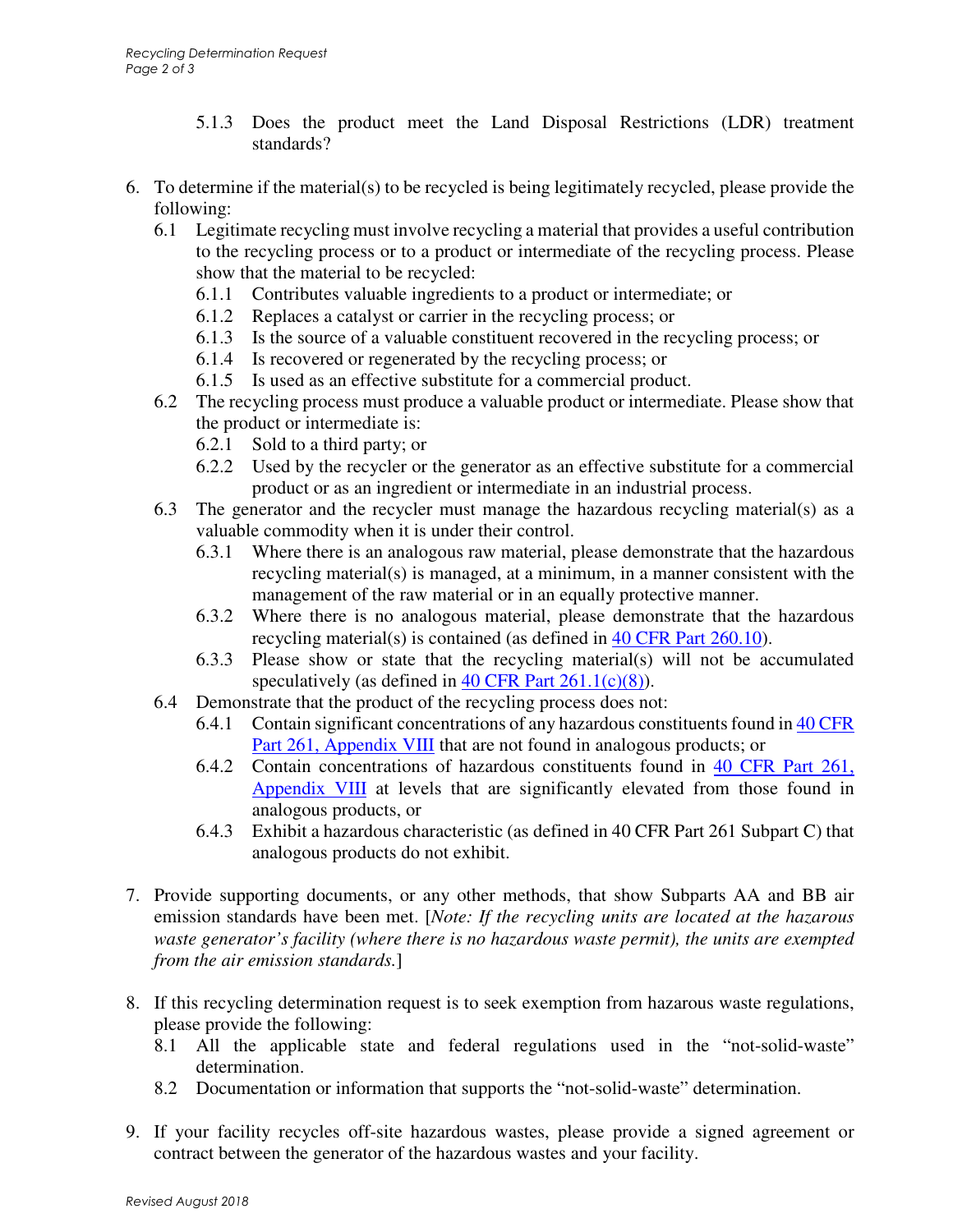5.1.3 Does the product meet the Land Disposal Restrictions (LDR) treatment standards?

6. To determine if the material(s) to be recycled is being legitimately recycled, please provide the following:
   - 6.1 Legitimate recycling must involve recycling a material that provides a useful contribution to the recycling process or to a product or intermediate of the recycling process. Please show that the material to be recycled:
     - 6.1.1 Contributes valuable ingredients to a product or intermediate; or
     - 6.1.2 Replaces a catalyst or carrier in the recycling process; or
     - 6.1.3 Is the source of a valuable constituent recovered in the recycling process; or
     - 6.1.4 Is recovered or regenerated by the recycling process; or
     - 6.1.5 Is used as an effective substitute for a commercial product.
   - 6.2 The recycling process must produce a valuable product or intermediate. Please show that the product or intermediate is:
     - 6.2.1 Sold to a third party; or
     - 6.2.2 Used by the recycler or the generator as an effective substitute for a commercial product or as an ingredient or intermediate in an industrial process.
   - 6.3 The generator and the recycler must manage the hazardous recycling material(s) as a valuable commodity when it is under their control.
     - 6.3.1 Where there is an analogous raw material, please demonstrate that the hazardous recycling material(s) is managed, at a minimum, in a manner consistent with the management of the raw material or in an equally protective manner.
     - 6.3.2 Where there is no analogous material, please demonstrate that the hazardous recycling material(s) is contained (as defined in 40 CFR Part 260.10).
     - 6.3.3 Please show or state that the recycling material(s) will not be accumulated speculatively (as defined in 40 CFR Part 261.1(c)(8)).
   - 6.4 Demonstrate that the product of the recycling process does not:
     - 6.4.1 Contain significant concentrations of any hazardous constituents found in 40 CFR Part 261, Appendix VIII that are not found in analogous products; or
     - 6.4.2 Contain concentrations of hazardous constituents found in 40 CFR Part 261, Appendix VIII at levels that are significantly elevated from those found in analogous products, or
     - 6.4.3 Exhibit a hazardous characteristic (as defined in 40 CFR Part 261 Subpart C) that analogous products do not exhibit.

7. Provide supporting documents, or any other methods, that show Subparts AA and BB air emission standards have been met. [*Note: If the recycling units are located at the hazarous waste generator's facility (where there is no hazardous waste permit), the units are exempted from the air emission standards.*]

8. If this recycling determination request is to seek exemption from hazarous waste regulations, please provide the following:
   - 8.1 All the applicable state and federal regulations used in the "not-solid-waste" determination.
   - 8.2 Documentation or information that supports the "not-solid-waste" determination.

9. If your facility recycles off-site hazardous wastes, please provide a signed agreement or contract between the generator of the hazardous wastes and your facility.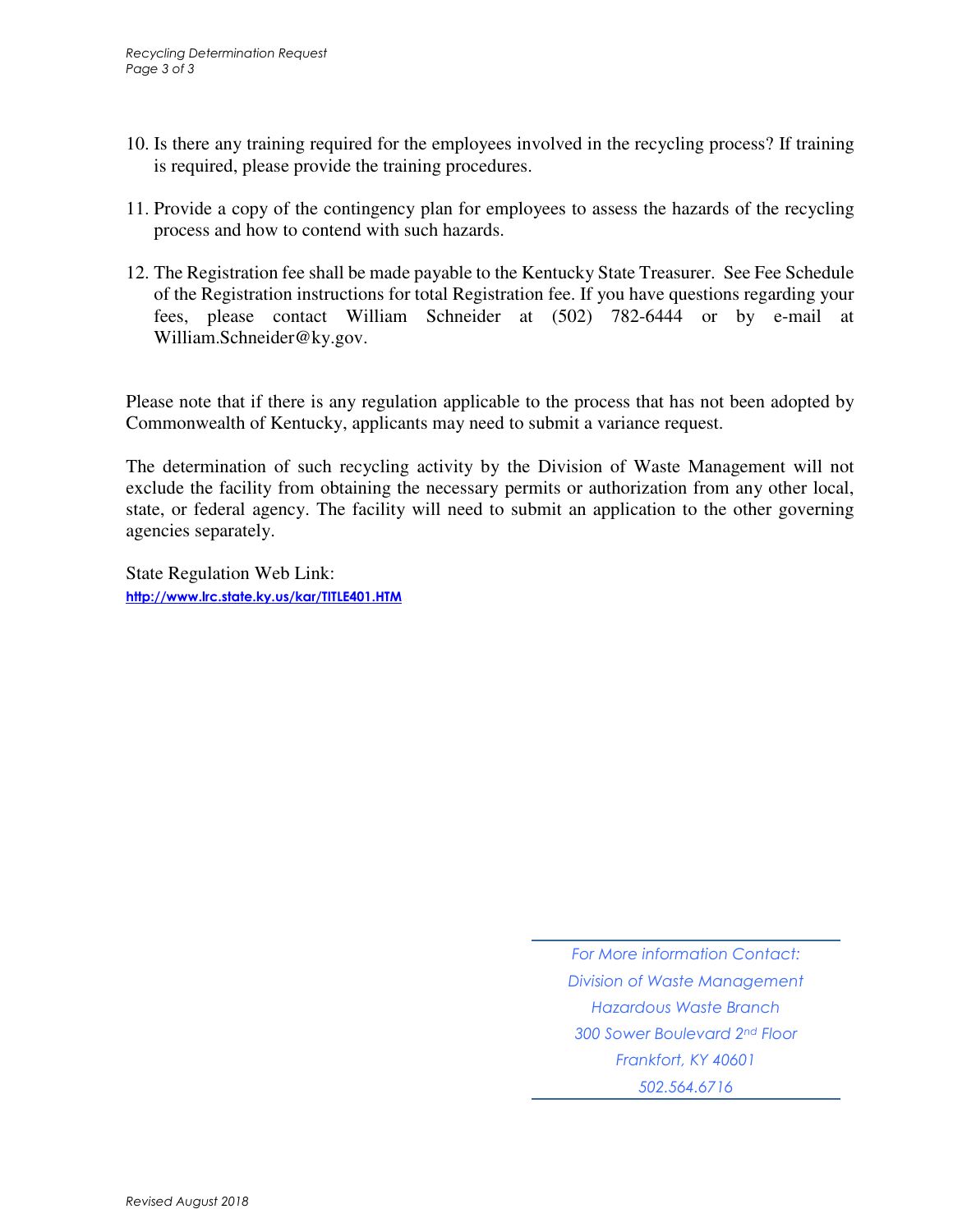10. Is there any training required for the employees involved in the recycling process? If training is required, please provide the training procedures.

11. Provide a copy of the contingency plan for employees to assess the hazards of the recycling process and how to contend with such hazards.

12. The Registration fee shall be made payable to the Kentucky State Treasurer. See Fee Schedule of the Registration instructions for total Registration fee. If you have questions regarding your fees, please contact William Schneider at (502) 782-6444 or by e-mail at William.Schneider@ky.gov.

Please note that if there is any regulation applicable to the process that has not been adopted by Commonwealth of Kentucky, applicants may need to submit a variance request.

The determination of such recycling activity by the Division of Waste Management will not exclude the facility from obtaining the necessary permits or authorization from any other local, state, or federal agency. The facility will need to submit an application to the other governing agencies separately.

State Regulation Web Link:
http://www.lrc.state.ky.us/kar/TITLE401.HTM

*For More information Contact:*
*Division of Waste Management*
*Hazardous Waste Branch*
*300 Sower Boulevard 2nd Floor*
*Frankfort, KY 40601*
*502.564.6716*

*Revised August 2018*